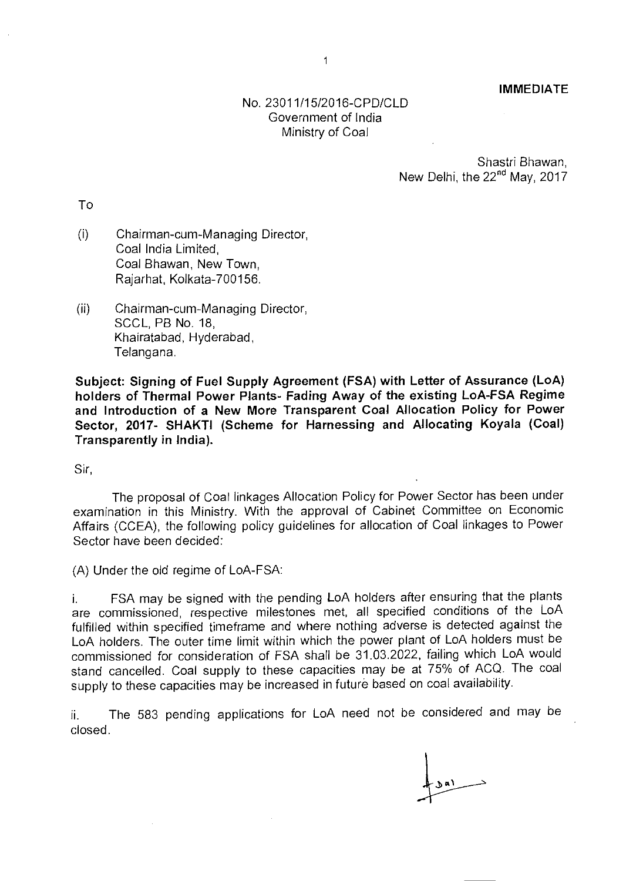**IMMEDIATE**

No. 23011/15/2016-CPD/CLD
Government of India
Ministry of Coal

Shastri Bhawan,
New Delhi, the 22nd May, 2017

To

(i) Chairman-cum-Managing Director,
Coal India Limited,
Coal Bhawan, New Town,
Rajarhat, Kolkata-700156.

(ii) Chairman-cum-Managing Director,
SCCL, PB No. 18,
Khairatabad, Hyderabad,
Telangana.

**Subject: Signing of Fuel Supply Agreement (FSA) with Letter of Assurance (LoA) holders of Thermal Power Plants- Fading Away of the existing LoA-FSA Regime and Introduction of a New More Transparent Coal Allocation Policy for Power Sector, 2017- SHAKTI (Scheme for Harnessing and Allocating Koyala (Coal) Transparently in India).**

Sir,

The proposal of Coal linkages Allocation Policy for Power Sector has been under examination in this Ministry. With the approval of Cabinet Committee on Economic Affairs (CCEA), the following policy guidelines for allocation of Coal linkages to Power Sector have been decided:

(A) Under the old regime of LoA-FSA:

i. FSA may be signed with the pending LoA holders after ensuring that the plants are commissioned, respective milestones met, all specified conditions of the LoA fulfilled within specified timeframe and where nothing adverse is detected against the LoA holders. The outer time limit within which the power plant of LoA holders must be commissioned for consideration of FSA shall be 31.03.2022, failing which LoA would stand cancelled. Coal supply to these capacities may be at 75% of ACQ. The coal supply to these capacities may be increased in future based on coal availability.

ii. The 583 pending applications for LoA need not be considered and may be closed.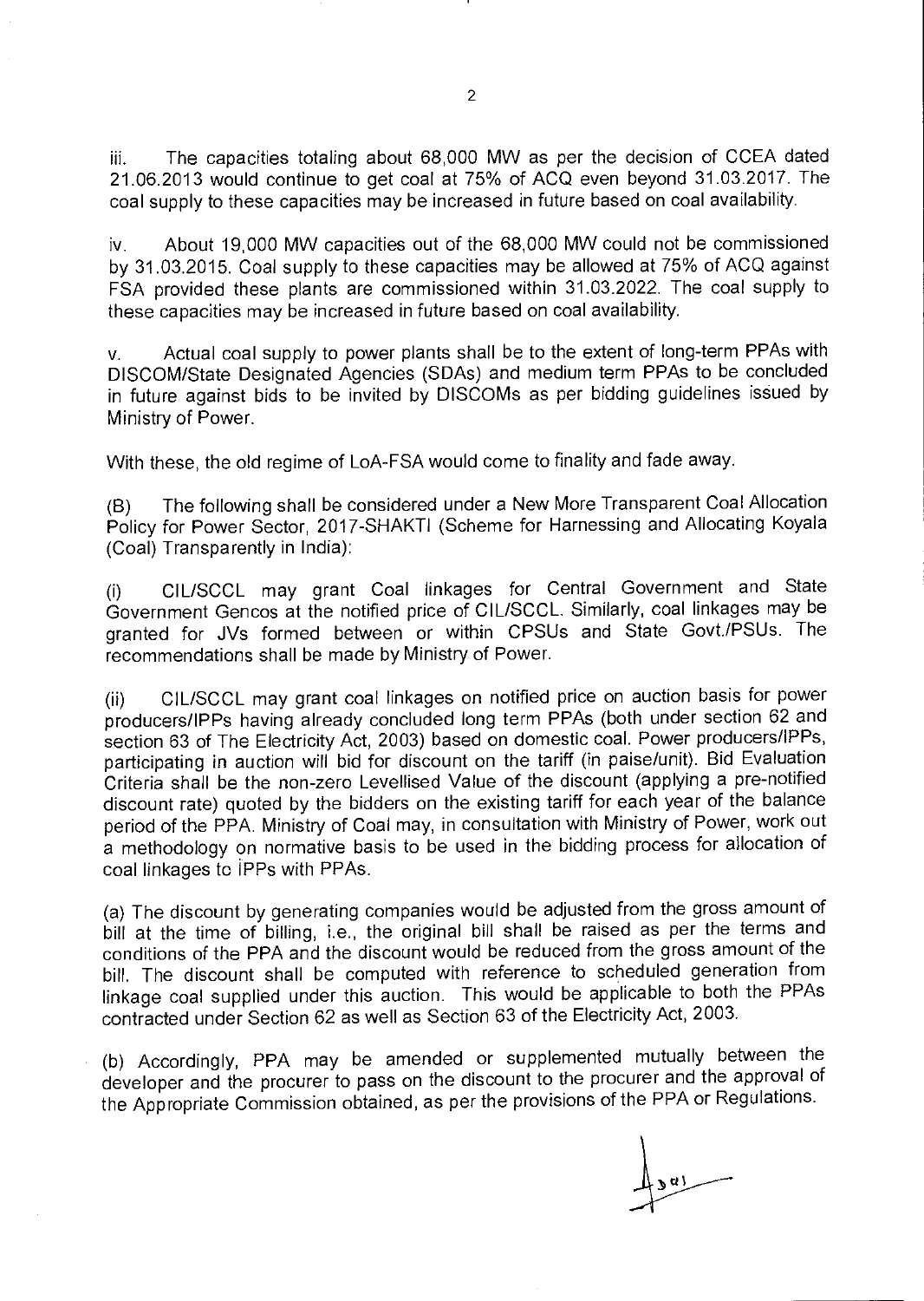iii. The capacities totaling about 68,000 MW as per the decision of CCEA dated 21.06.2013 would continue to get coal at 75% of ACQ even beyond 31.03.2017. The coal supply to these capacities may be increased in future based on coal availability.

iv. About 19,000 MW capacities out of the 68,000 MW could not be commissioned by 31.03.2015. Coal supply to these capacities may be allowed at 75% of ACQ against FSA provided these plants are commissioned within 31.03.2022. The coal supply to these capacities may be increased in future based on coal availability.

v. Actual coal supply to power plants shall be to the extent of long-term PPAs with DISCOM/State Designated Agencies (SDAs) and medium term PPAs to be concluded in future against bids to be invited by DISCOMs as per bidding guidelines issued by Ministry of Power.

With these, the old regime of LoA-FSA would come to finality and fade away.

(B) The following shall be considered under a New More Transparent Coal Allocation Policy for Power Sector, 2017-SHAKTI (Scheme for Harnessing and Allocating Koyala (Coal) Transparently in India):

(i) CIL/SCCL may grant Coal linkages for Central Government and State Government Gencos at the notified price of CIL/SCCL. Similarly, coal linkages may be granted for JVs formed between or within CPSUs and State Govt./PSUs. The recommendations shall be made by Ministry of Power.

(ii) CIL/SCCL may grant coal linkages on notified price on auction basis for power producers/IPPs having already concluded long term PPAs (both under section 62 and section 63 of The Electricity Act, 2003) based on domestic coal. Power producers/IPPs, participating in auction will bid for discount on the tariff (in paise/unit). Bid Evaluation Criteria shall be the non-zero Levellised Value of the discount (applying a pre-notified discount rate) quoted by the bidders on the existing tariff for each year of the balance period of the PPA. Ministry of Coal may, in consultation with Ministry of Power, work out a methodology on normative basis to be used in the bidding process for allocation of coal linkages to IPPs with PPAs.

(a) The discount by generating companies would be adjusted from the gross amount of bill at the time of billing, i.e., the original bill shall be raised as per the terms and conditions of the PPA and the discount would be reduced from the gross amount of the bill. The discount shall be computed with reference to scheduled generation from linkage coal supplied under this auction. This would be applicable to both the PPAs contracted under Section 62 as well as Section 63 of the Electricity Act, 2003.

(b) Accordingly, PPA may be amended or supplemented mutually between the developer and the procurer to pass on the discount to the procurer and the approval of the Appropriate Commission obtained, as per the provisions of the PPA or Regulations.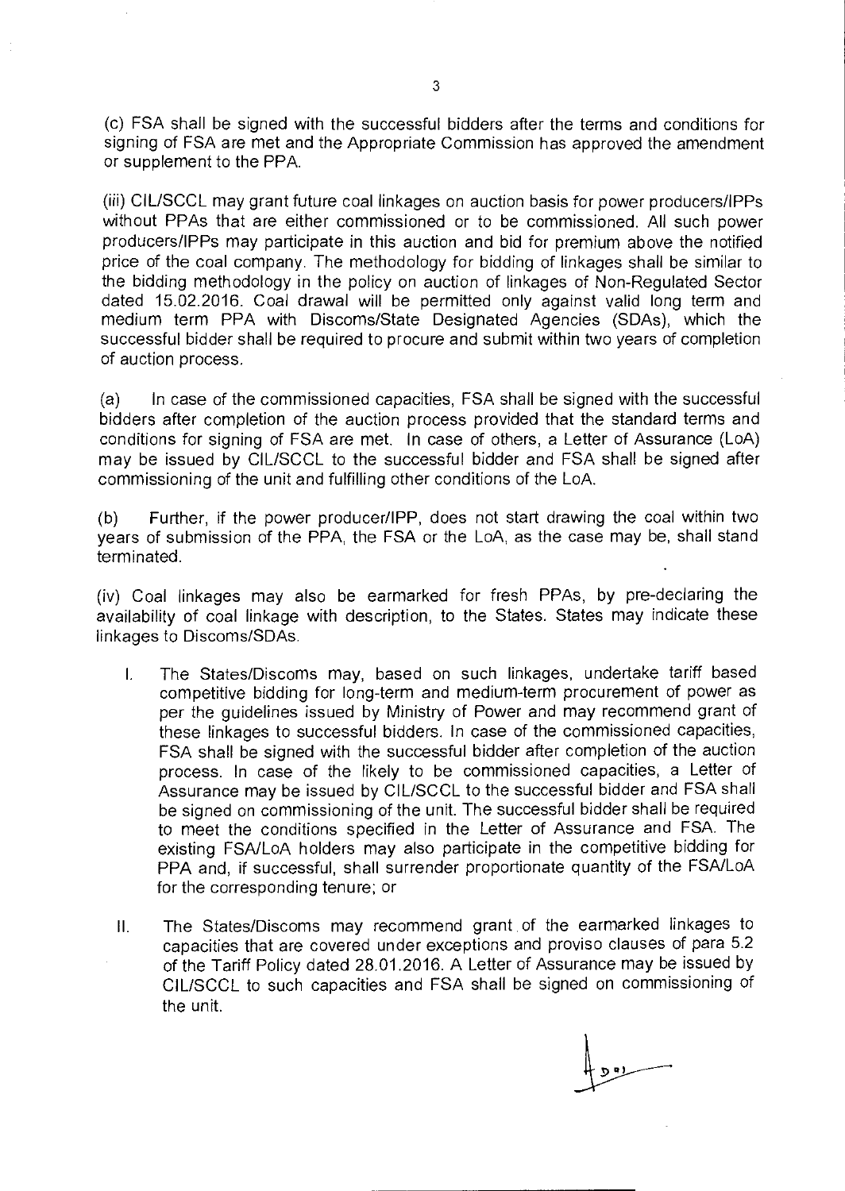(c) FSA shall be signed with the successful bidders after the terms and conditions for signing of FSA are met and the Appropriate Commission has approved the amendment or supplement to the PPA.

(iii) CIL/SCCL may grant future coal linkages on auction basis for power producers/IPPs without PPAs that are either commissioned or to be commissioned. All such power producers/IPPs may participate in this auction and bid for premium above the notified price of the coal company. The methodology for bidding of linkages shall be similar to the bidding methodology in the policy on auction of linkages of Non-Regulated Sector dated 15.02.2016. Coal drawal will be permitted only against valid long term and medium term PPA with Discoms/State Designated Agencies (SDAs), which the successful bidder shall be required to procure and submit within two years of completion of auction process.

(a) In case of the commissioned capacities, FSA shall be signed with the successful bidders after completion of the auction process provided that the standard terms and conditions for signing of FSA are met. In case of others, a Letter of Assurance (LoA) may be issued by CIL/SCCL to the successful bidder and FSA shall be signed after commissioning of the unit and fulfilling other conditions of the LoA.

(b) Further, if the power producer/IPP, does not start drawing the coal within two years of submission of the PPA, the FSA or the LoA, as the case may be, shall stand terminated.

(iv) Coal linkages may also be earmarked for fresh PPAs, by pre-declaring the availability of coal linkage with description, to the States. States may indicate these linkages to Discoms/SDAs.

I. The States/Discoms may, based on such linkages, undertake tariff based competitive bidding for long-term and medium-term procurement of power as per the guidelines issued by Ministry of Power and may recommend grant of these linkages to successful bidders. In case of the commissioned capacities, FSA shall be signed with the successful bidder after completion of the auction process. In case of the likely to be commissioned capacities, a Letter of Assurance may be issued by CIL/SCCL to the successful bidder and FSA shall be signed on commissioning of the unit. The successful bidder shall be required to meet the conditions specified in the Letter of Assurance and FSA. The existing FSA/LoA holders may also participate in the competitive bidding for PPA and, if successful, shall surrender proportionate quantity of the FSA/LoA for the corresponding tenure; or

II. The States/Discoms may recommend grant of the earmarked linkages to capacities that are covered under exceptions and proviso clauses of para 5.2 of the Tariff Policy dated 28.01.2016. A Letter of Assurance may be issued by CIL/SCCL to such capacities and FSA shall be signed on commissioning of the unit.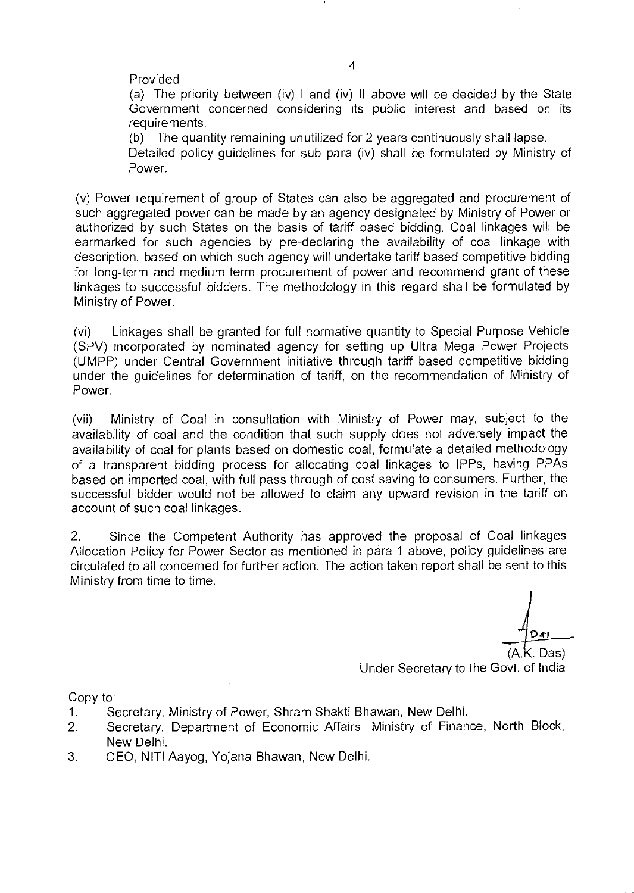Provided

(a) The priority between (iv) I and (iv) II above will be decided by the State Government concerned considering its public interest and based on its requirements.

(b) The quantity remaining unutilized for 2 years continuously shall lapse.

Detailed policy guidelines for sub para (iv) shall be formulated by Ministry of Power.

(v) Power requirement of group of States can also be aggregated and procurement of such aggregated power can be made by an agency designated by Ministry of Power or authorized by such States on the basis of tariff based bidding. Coal linkages will be earmarked for such agencies by pre-declaring the availability of coal linkage with description, based on which such agency will undertake tariff based competitive bidding for long-term and medium-term procurement of power and recommend grant of these linkages to successful bidders. The methodology in this regard shall be formulated by Ministry of Power.

(vi) Linkages shall be granted for full normative quantity to Special Purpose Vehicle (SPV) incorporated by nominated agency for setting up Ultra Mega Power Projects (UMPP) under Central Government initiative through tariff based competitive bidding under the guidelines for determination of tariff, on the recommendation of Ministry of Power.

(vii) Ministry of Coal in consultation with Ministry of Power may, subject to the availability of coal and the condition that such supply does not adversely impact the availability of coal for plants based on domestic coal, formulate a detailed methodology of a transparent bidding process for allocating coal linkages to IPPs, having PPAs based on imported coal, with full pass through of cost saving to consumers. Further, the successful bidder would not be allowed to claim any upward revision in the tariff on account of such coal linkages.

2. Since the Competent Authority has approved the proposal of Coal linkages Allocation Policy for Power Sector as mentioned in para 1 above, policy guidelines are circulated to all concerned for further action. The action taken report shall be sent to this Ministry from time to time.

(A.K. Das)
Under Secretary to the Govt. of India

Copy to:

1. Secretary, Ministry of Power, Shram Shakti Bhawan, New Delhi.
2. Secretary, Department of Economic Affairs, Ministry of Finance, North Block, New Delhi.
3. CEO, NITI Aayog, Yojana Bhawan, New Delhi.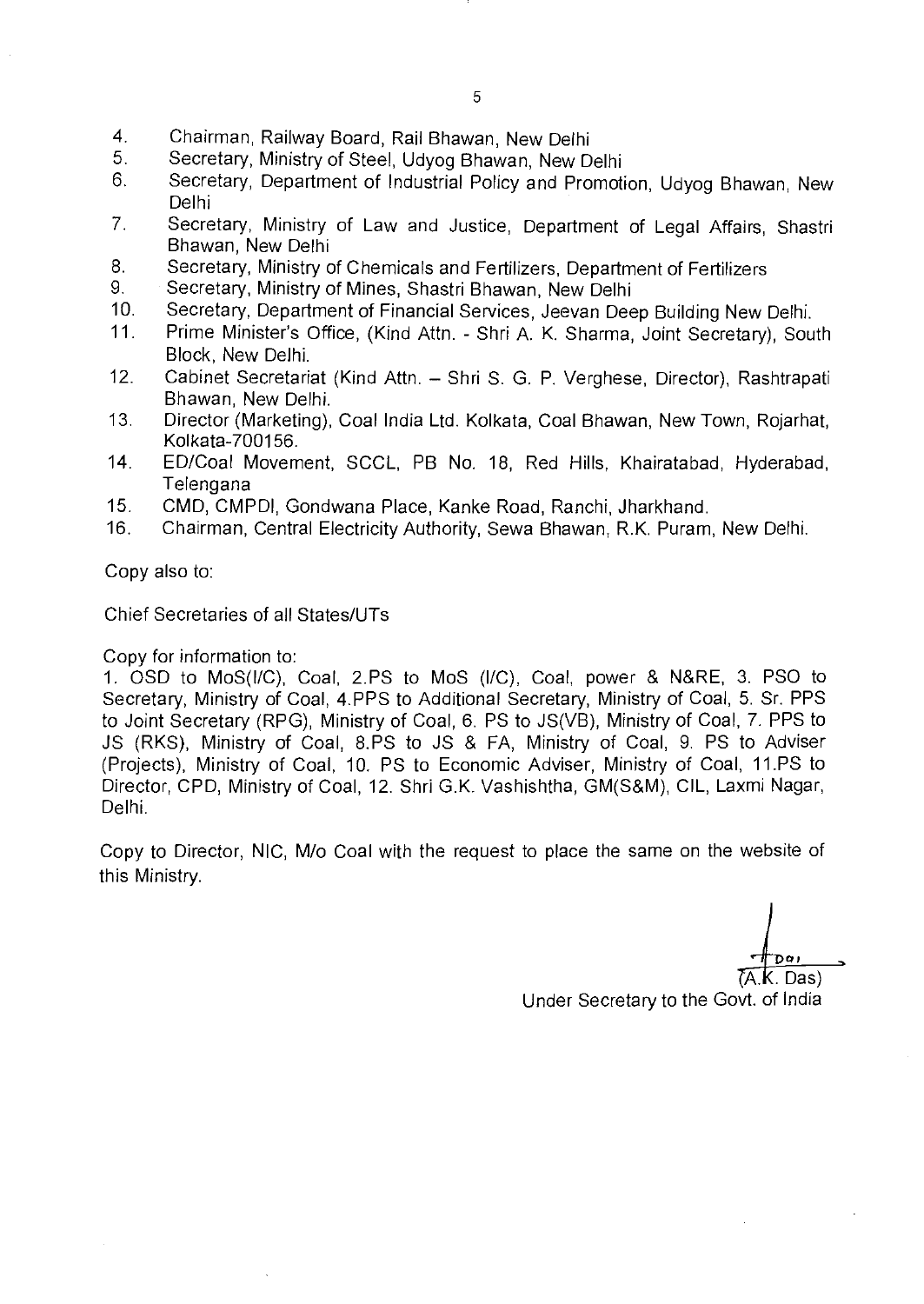4. Chairman, Railway Board, Rail Bhawan, New Delhi
5. Secretary, Ministry of Steel, Udyog Bhawan, New Delhi
6. Secretary, Department of Industrial Policy and Promotion, Udyog Bhawan, New Delhi
7. Secretary, Ministry of Law and Justice, Department of Legal Affairs, Shastri Bhawan, New Delhi
8. Secretary, Ministry of Chemicals and Fertilizers, Department of Fertilizers
9. Secretary, Ministry of Mines, Shastri Bhawan, New Delhi
10. Secretary, Department of Financial Services, Jeevan Deep Building New Delhi.
11. Prime Minister's Office, (Kind Attn. - Shri A. K. Sharma, Joint Secretary), South Block, New Delhi.
12. Cabinet Secretariat (Kind Attn. – Shri S. G. P. Verghese, Director), Rashtrapati Bhawan, New Delhi.
13. Director (Marketing), Coal India Ltd. Kolkata, Coal Bhawan, New Town, Rojarhat, Kolkata-700156.
14. ED/Coal Movement, SCCL, PB No. 18, Red Hills, Khairatabad, Hyderabad, Telengana
15. CMD, CMPDI, Gondwana Place, Kanke Road, Ranchi, Jharkhand.
16. Chairman, Central Electricity Authority, Sewa Bhawan, R.K. Puram, New Delhi.

Copy also to:

Chief Secretaries of all States/UTs

Copy for information to:

1. OSD to MoS(I/C), Coal, 2.PS to MoS (I/C), Coal, power & N&RE, 3. PSO to Secretary, Ministry of Coal, 4.PPS to Additional Secretary, Ministry of Coal, 5. Sr. PPS to Joint Secretary (RPG), Ministry of Coal, 6. PS to JS(VB), Ministry of Coal, 7. PPS to JS (RKS), Ministry of Coal, 8.PS to JS & FA, Ministry of Coal, 9. PS to Adviser (Projects), Ministry of Coal, 10. PS to Economic Adviser, Ministry of Coal, 11.PS to Director, CPD, Ministry of Coal, 12. Shri G.K. Vashishtha, GM(S&M), CIL, Laxmi Nagar, Delhi.

Copy to Director, NIC, M/o Coal with the request to place the same on the website of this Ministry.

(A.K. Das)
Under Secretary to the Govt. of India